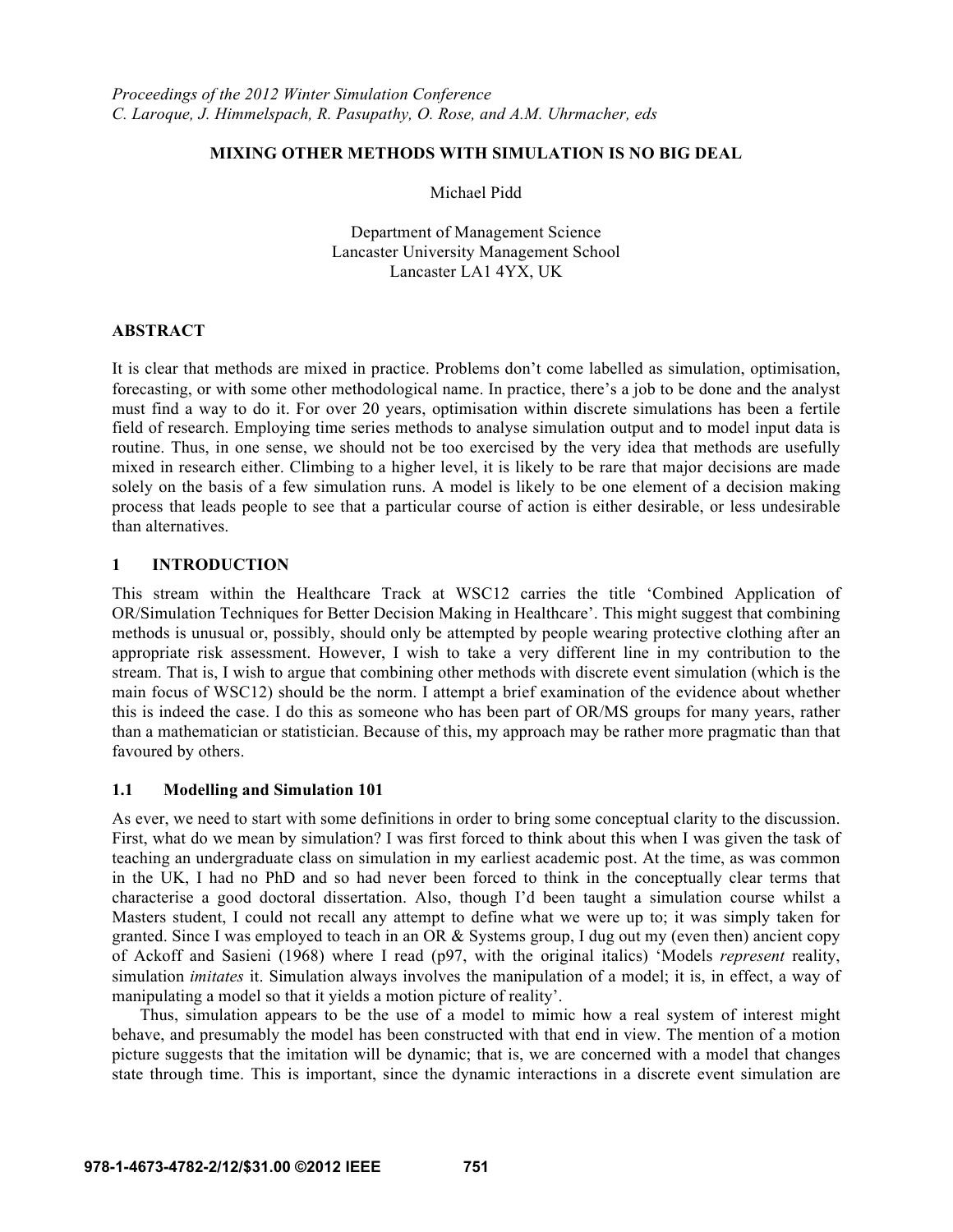*Proceedings of the 2012 Winter Simulation Conference*
*C. Laroque, J. Himmelspach, R. Pasupathy, O. Rose, and A.M. Uhrmacher, eds*

# MIXING OTHER METHODS WITH SIMULATION IS NO BIG DEAL

Michael Pidd

Department of Management Science
Lancaster University Management School
Lancaster LA1 4YX, UK

## ABSTRACT

It is clear that methods are mixed in practice. Problems don't come labelled as simulation, optimisation, forecasting, or with some other methodological name. In practice, there's a job to be done and the analyst must find a way to do it. For over 20 years, optimisation within discrete simulations has been a fertile field of research. Employing time series methods to analyse simulation output and to model input data is routine. Thus, in one sense, we should not be too exercised by the very idea that methods are usefully mixed in research either. Climbing to a higher level, it is likely to be rare that major decisions are made solely on the basis of a few simulation runs. A model is likely to be one element of a decision making process that leads people to see that a particular course of action is either desirable, or less undesirable than alternatives.

## 1 INTRODUCTION

This stream within the Healthcare Track at WSC12 carries the title 'Combined Application of OR/Simulation Techniques for Better Decision Making in Healthcare'. This might suggest that combining methods is unusual or, possibly, should only be attempted by people wearing protective clothing after an appropriate risk assessment. However, I wish to take a very different line in my contribution to the stream. That is, I wish to argue that combining other methods with discrete event simulation (which is the main focus of WSC12) should be the norm. I attempt a brief examination of the evidence about whether this is indeed the case. I do this as someone who has been part of OR/MS groups for many years, rather than a mathematician or statistician. Because of this, my approach may be rather more pragmatic than that favoured by others.

### 1.1 Modelling and Simulation 101

As ever, we need to start with some definitions in order to bring some conceptual clarity to the discussion. First, what do we mean by simulation? I was first forced to think about this when I was given the task of teaching an undergraduate class on simulation in my earliest academic post. At the time, as was common in the UK, I had no PhD and so had never been forced to think in the conceptually clear terms that characterise a good doctoral dissertation. Also, though I'd been taught a simulation course whilst a Masters student, I could not recall any attempt to define what we were up to; it was simply taken for granted. Since I was employed to teach in an OR & Systems group, I dug out my (even then) ancient copy of Ackoff and Sasieni (1968) where I read (p97, with the original italics) 'Models *represent* reality, simulation *imitates* it. Simulation always involves the manipulation of a model; it is, in effect, a way of manipulating a model so that it yields a motion picture of reality'.

Thus, simulation appears to be the use of a model to mimic how a real system of interest might behave, and presumably the model has been constructed with that end in view. The mention of a motion picture suggests that the imitation will be dynamic; that is, we are concerned with a model that changes state through time. This is important, since the dynamic interactions in a discrete event simulation are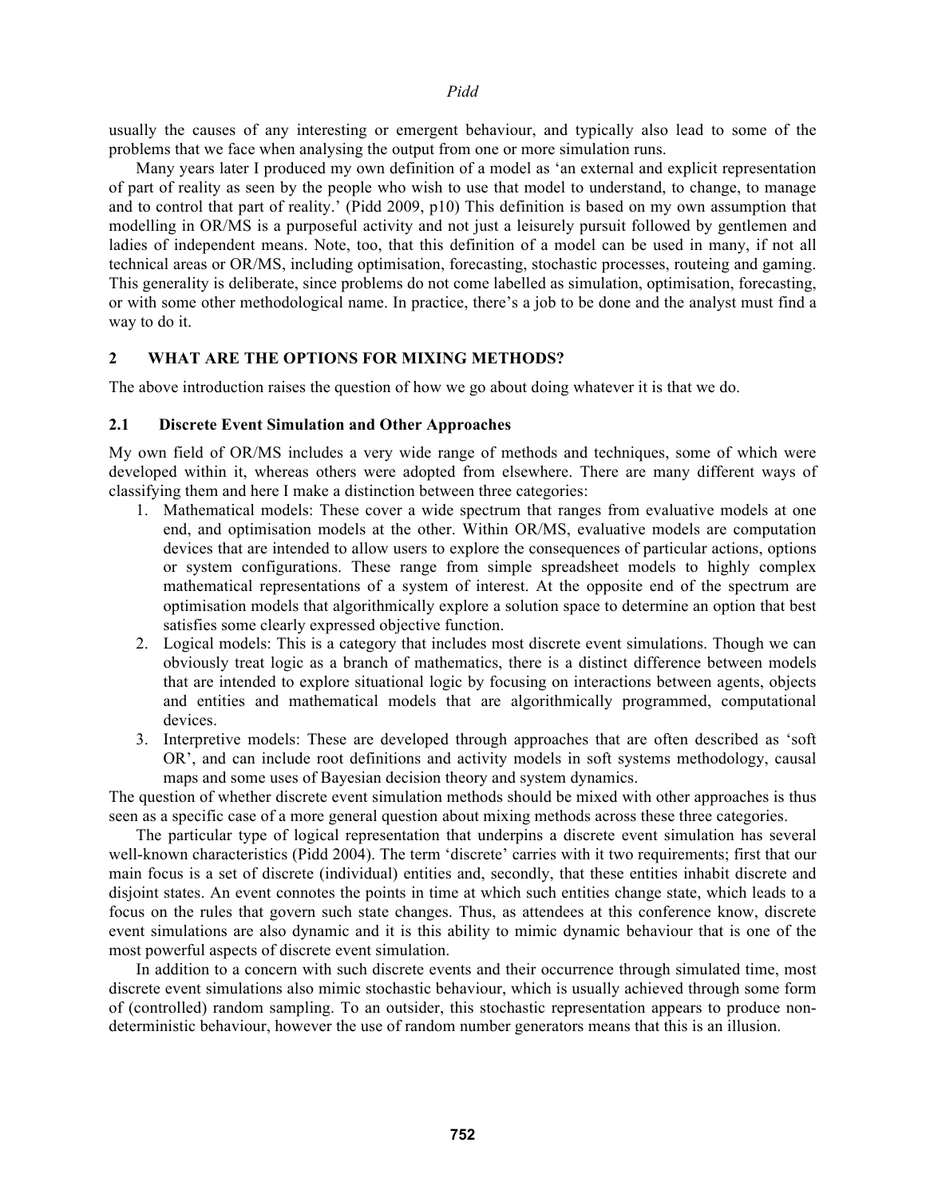usually the causes of any interesting or emergent behaviour, and typically also lead to some of the problems that we face when analysing the output from one or more simulation runs.

Many years later I produced my own definition of a model as 'an external and explicit representation of part of reality as seen by the people who wish to use that model to understand, to change, to manage and to control that part of reality.' (Pidd 2009, p10) This definition is based on my own assumption that modelling in OR/MS is a purposeful activity and not just a leisurely pursuit followed by gentlemen and ladies of independent means. Note, too, that this definition of a model can be used in many, if not all technical areas or OR/MS, including optimisation, forecasting, stochastic processes, routeing and gaming. This generality is deliberate, since problems do not come labelled as simulation, optimisation, forecasting, or with some other methodological name. In practice, there's a job to be done and the analyst must find a way to do it.

## 2 WHAT ARE THE OPTIONS FOR MIXING METHODS?

The above introduction raises the question of how we go about doing whatever it is that we do.

### 2.1 Discrete Event Simulation and Other Approaches

My own field of OR/MS includes a very wide range of methods and techniques, some of which were developed within it, whereas others were adopted from elsewhere. There are many different ways of classifying them and here I make a distinction between three categories:

1. Mathematical models: These cover a wide spectrum that ranges from evaluative models at one end, and optimisation models at the other. Within OR/MS, evaluative models are computation devices that are intended to allow users to explore the consequences of particular actions, options or system configurations. These range from simple spreadsheet models to highly complex mathematical representations of a system of interest. At the opposite end of the spectrum are optimisation models that algorithmically explore a solution space to determine an option that best satisfies some clearly expressed objective function.
2. Logical models: This is a category that includes most discrete event simulations. Though we can obviously treat logic as a branch of mathematics, there is a distinct difference between models that are intended to explore situational logic by focusing on interactions between agents, objects and entities and mathematical models that are algorithmically programmed, computational devices.
3. Interpretive models: These are developed through approaches that are often described as 'soft OR', and can include root definitions and activity models in soft systems methodology, causal maps and some uses of Bayesian decision theory and system dynamics.

The question of whether discrete event simulation methods should be mixed with other approaches is thus seen as a specific case of a more general question about mixing methods across these three categories.

The particular type of logical representation that underpins a discrete event simulation has several well-known characteristics (Pidd 2004). The term 'discrete' carries with it two requirements; first that our main focus is a set of discrete (individual) entities and, secondly, that these entities inhabit discrete and disjoint states. An event connotes the points in time at which such entities change state, which leads to a focus on the rules that govern such state changes. Thus, as attendees at this conference know, discrete event simulations are also dynamic and it is this ability to mimic dynamic behaviour that is one of the most powerful aspects of discrete event simulation.

In addition to a concern with such discrete events and their occurrence through simulated time, most discrete event simulations also mimic stochastic behaviour, which is usually achieved through some form of (controlled) random sampling. To an outsider, this stochastic representation appears to produce non-deterministic behaviour, however the use of random number generators means that this is an illusion.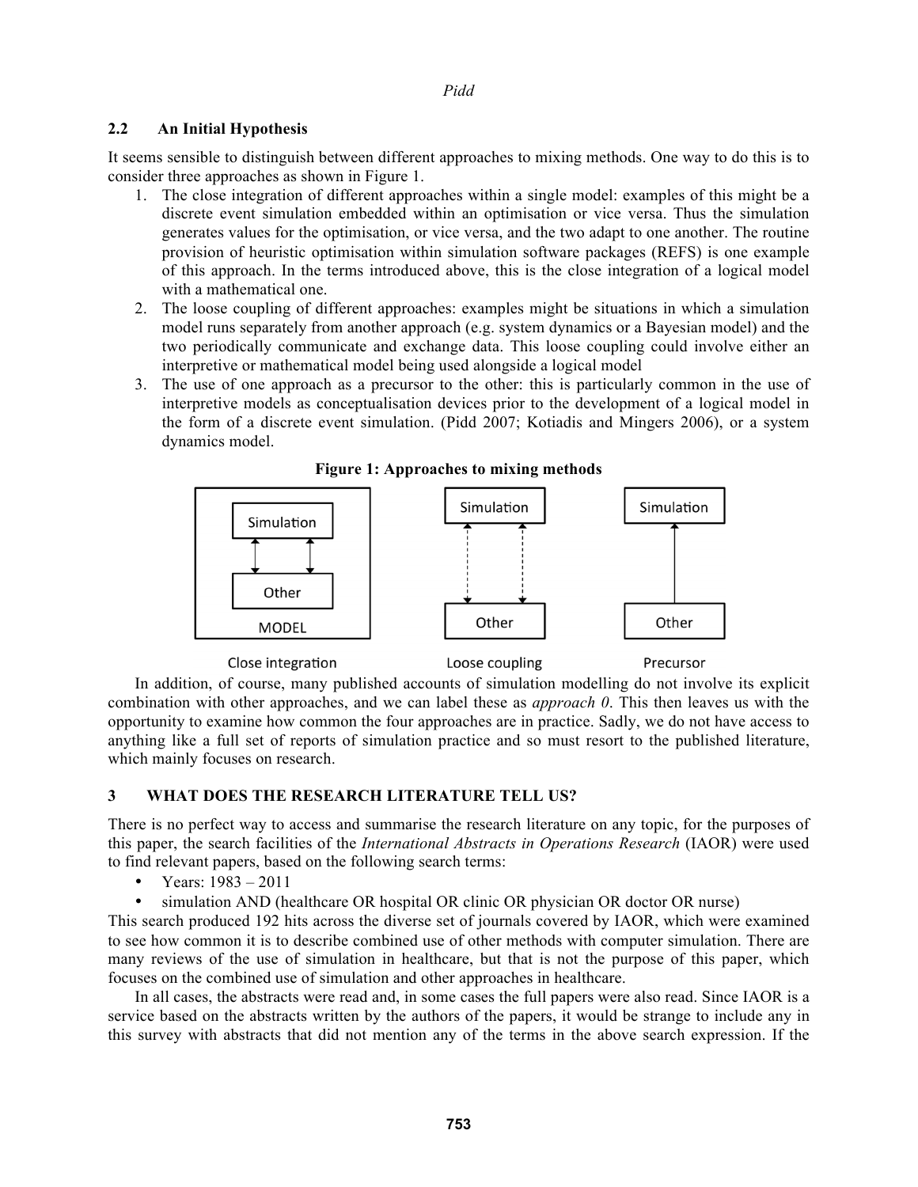### 2.2 An Initial Hypothesis

It seems sensible to distinguish between different approaches to mixing methods. One way to do this is to consider three approaches as shown in Figure 1.

1. The close integration of different approaches within a single model: examples of this might be a discrete event simulation embedded within an optimisation or vice versa. Thus the simulation generates values for the optimisation, or vice versa, and the two adapt to one another. The routine provision of heuristic optimisation within simulation software packages (REFS) is one example of this approach. In the terms introduced above, this is the close integration of a logical model with a mathematical one.
2. The loose coupling of different approaches: examples might be situations in which a simulation model runs separately from another approach (e.g. system dynamics or a Bayesian model) and the two periodically communicate and exchange data. This loose coupling could involve either an interpretive or mathematical model being used alongside a logical model
3. The use of one approach as a precursor to the other: this is particularly common in the use of interpretive models as conceptualisation devices prior to the development of a logical model in the form of a discrete event simulation. (Pidd 2007; Kotiadis and Mingers 2006), or a system dynamics model.

**Figure 1: Approaches to mixing methods**

Close integration | Loose coupling | Precursor

In addition, of course, many published accounts of simulation modelling do not involve its explicit combination with other approaches, and we can label these as *approach 0*. This then leaves us with the opportunity to examine how common the four approaches are in practice. Sadly, we do not have access to anything like a full set of reports of simulation practice and so must resort to the published literature, which mainly focuses on research.

## 3 WHAT DOES THE RESEARCH LITERATURE TELL US?

There is no perfect way to access and summarise the research literature on any topic, for the purposes of this paper, the search facilities of the *International Abstracts in Operations Research* (IAOR) were used to find relevant papers, based on the following search terms:

- Years: 1983 – 2011
- simulation AND (healthcare OR hospital OR clinic OR physician OR doctor OR nurse)

This search produced 192 hits across the diverse set of journals covered by IAOR, which were examined to see how common it is to describe combined use of other methods with computer simulation. There are many reviews of the use of simulation in healthcare, but that is not the purpose of this paper, which focuses on the combined use of simulation and other approaches in healthcare.

In all cases, the abstracts were read and, in some cases the full papers were also read. Since IAOR is a service based on the abstracts written by the authors of the papers, it would be strange to include any in this survey with abstracts that did not mention any of the terms in the above search expression. If the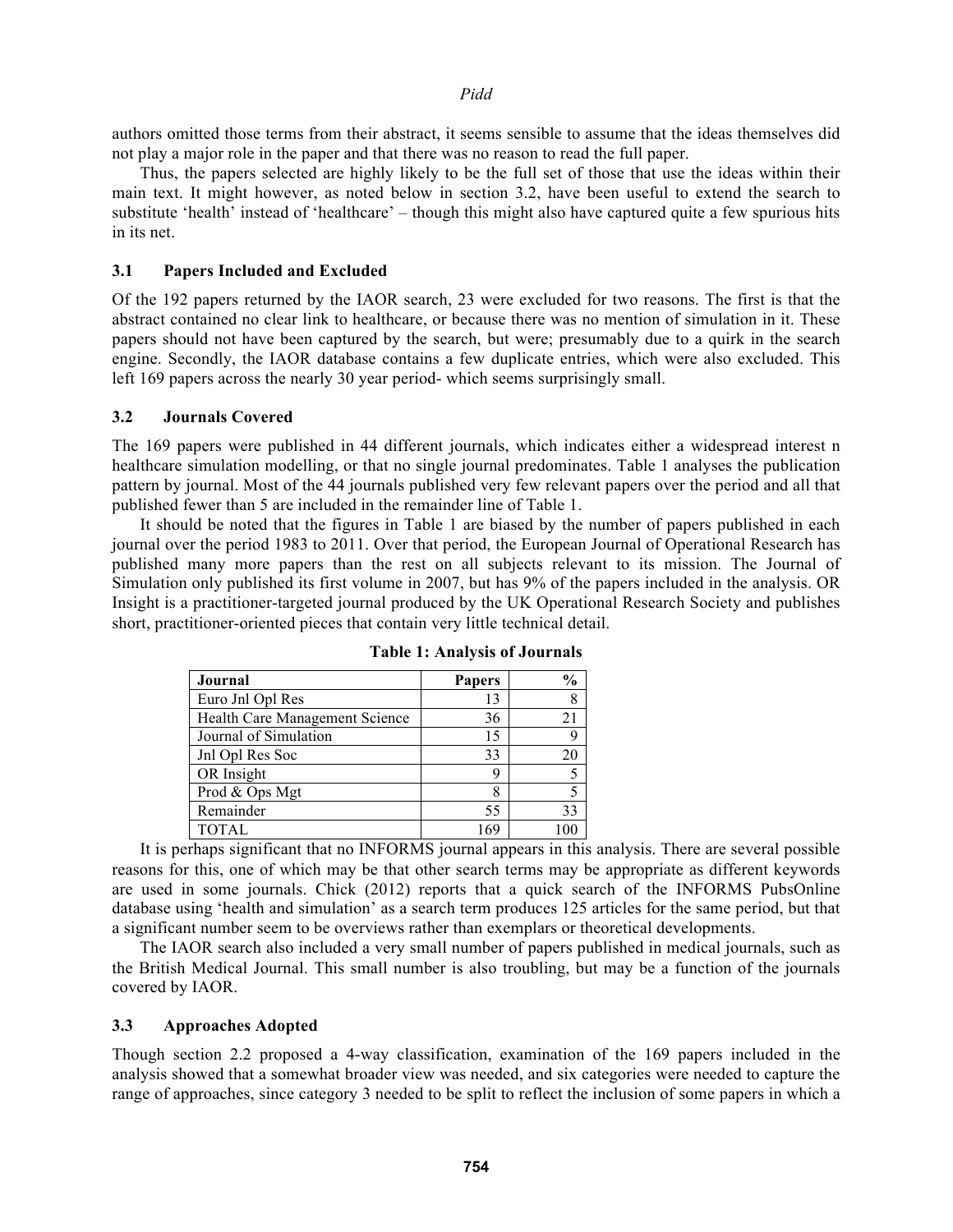authors omitted those terms from their abstract, it seems sensible to assume that the ideas themselves did not play a major role in the paper and that there was no reason to read the full paper.

Thus, the papers selected are highly likely to be the full set of those that use the ideas within their main text. It might however, as noted below in section 3.2, have been useful to extend the search to substitute 'health' instead of 'healthcare' – though this might also have captured quite a few spurious hits in its net.

### 3.1 Papers Included and Excluded

Of the 192 papers returned by the IAOR search, 23 were excluded for two reasons. The first is that the abstract contained no clear link to healthcare, or because there was no mention of simulation in it. These papers should not have been captured by the search, but were; presumably due to a quirk in the search engine. Secondly, the IAOR database contains a few duplicate entries, which were also excluded. This left 169 papers across the nearly 30 year period- which seems surprisingly small.

### 3.2 Journals Covered

The 169 papers were published in 44 different journals, which indicates either a widespread interest n healthcare simulation modelling, or that no single journal predominates. Table 1 analyses the publication pattern by journal. Most of the 44 journals published very few relevant papers over the period and all that published fewer than 5 are included in the remainder line of Table 1.

It should be noted that the figures in Table 1 are biased by the number of papers published in each journal over the period 1983 to 2011. Over that period, the European Journal of Operational Research has published many more papers than the rest on all subjects relevant to its mission. The Journal of Simulation only published its first volume in 2007, but has 9% of the papers included in the analysis. OR Insight is a practitioner-targeted journal produced by the UK Operational Research Society and publishes short, practitioner-oriented pieces that contain very little technical detail.

**Table 1: Analysis of Journals**

| Journal | Papers | % |
|---|---|---|
| Euro Jnl Opl Res | 13 | 8 |
| Health Care Management Science | 36 | 21 |
| Journal of Simulation | 15 | 9 |
| Jnl Opl Res Soc | 33 | 20 |
| OR Insight | 9 | 5 |
| Prod & Ops Mgt | 8 | 5 |
| Remainder | 55 | 33 |
| TOTAL | 169 | 100 |

It is perhaps significant that no INFORMS journal appears in this analysis. There are several possible reasons for this, one of which may be that other search terms may be appropriate as different keywords are used in some journals. Chick (2012) reports that a quick search of the INFORMS PubsOnline database using 'health and simulation' as a search term produces 125 articles for the same period, but that a significant number seem to be overviews rather than exemplars or theoretical developments.

The IAOR search also included a very small number of papers published in medical journals, such as the British Medical Journal. This small number is also troubling, but may be a function of the journals covered by IAOR.

### 3.3 Approaches Adopted

Though section 2.2 proposed a 4-way classification, examination of the 169 papers included in the analysis showed that a somewhat broader view was needed, and six categories were needed to capture the range of approaches, since category 3 needed to be split to reflect the inclusion of some papers in which a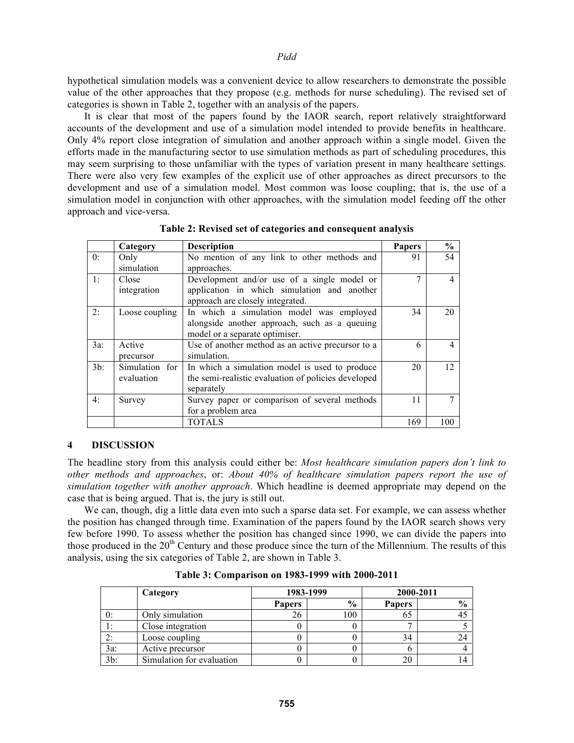hypothetical simulation models was a convenient device to allow researchers to demonstrate the possible value of the other approaches that they propose (e.g. methods for nurse scheduling). The revised set of categories is shown in Table 2, together with an analysis of the papers.

It is clear that most of the papers found by the IAOR search, report relatively straightforward accounts of the development and use of a simulation model intended to provide benefits in healthcare. Only 4% report close integration of simulation and another approach within a single model. Given the efforts made in the manufacturing sector to use simulation methods as part of scheduling procedures, this may seem surprising to those unfamiliar with the types of variation present in many healthcare settings. There were also very few examples of the explicit use of other approaches as direct precursors to the development and use of a simulation model. Most common was loose coupling; that is, the use of a simulation model in conjunction with other approaches, with the simulation model feeding off the other approach and vice-versa.

**Table 2: Revised set of categories and consequent analysis**

| | Category | Description | Papers | % |
|---|---|---|---|---|
| 0: | Only simulation | No mention of any link to other methods and approaches. | 91 | 54 |
| 1: | Close integration | Development and/or use of a single model or application in which simulation and another approach are closely integrated. | 7 | 4 |
| 2: | Loose coupling | In which a simulation model was employed alongside another approach, such as a queuing model or a separate optimiser. | 34 | 20 |
| 3a: | Active precursor | Use of another method as an active precursor to a simulation. | 6 | 4 |
| 3b: | Simulation for evaluation | In which a simulation model is used to produce the semi-realistic evaluation of policies developed separately | 20 | 12 |
| 4: | Survey | Survey paper or comparison of several methods for a problem area | 11 | 7 |
| | | TOTALS | 169 | 100 |

## 4 DISCUSSION

The headline story from this analysis could either be: *Most healthcare simulation papers don't link to other methods and approaches*, or: *About 40% of healthcare simulation papers report the use of simulation together with another approach*. Which headline is deemed appropriate may depend on the case that is being argued. That is, the jury is still out.

We can, though, dig a little data even into such a sparse data set. For example, we can assess whether the position has changed through time. Examination of the papers found by the IAOR search shows very few before 1990. To assess whether the position has changed since 1990, we can divide the papers into those produced in the 20th Century and those produce since the turn of the Millennium. The results of this analysis, using the six categories of Table 2, are shown in Table 3.

**Table 3: Comparison on 1983-1999 with 2000-2011**

| | Category | 1983-1999 | | 2000-2011 | |
|---|---|---|---|---|---|
| | | Papers | % | Papers | % |
| 0: | Only simulation | 26 | 100 | 65 | 45 |
| 1: | Close integration | 0 | 0 | 7 | 5 |
| 2: | Loose coupling | 0 | 0 | 34 | 24 |
| 3a: | Active precursor | 0 | 0 | 6 | 4 |
| 3b: | Simulation for evaluation | 0 | 0 | 20 | 14 |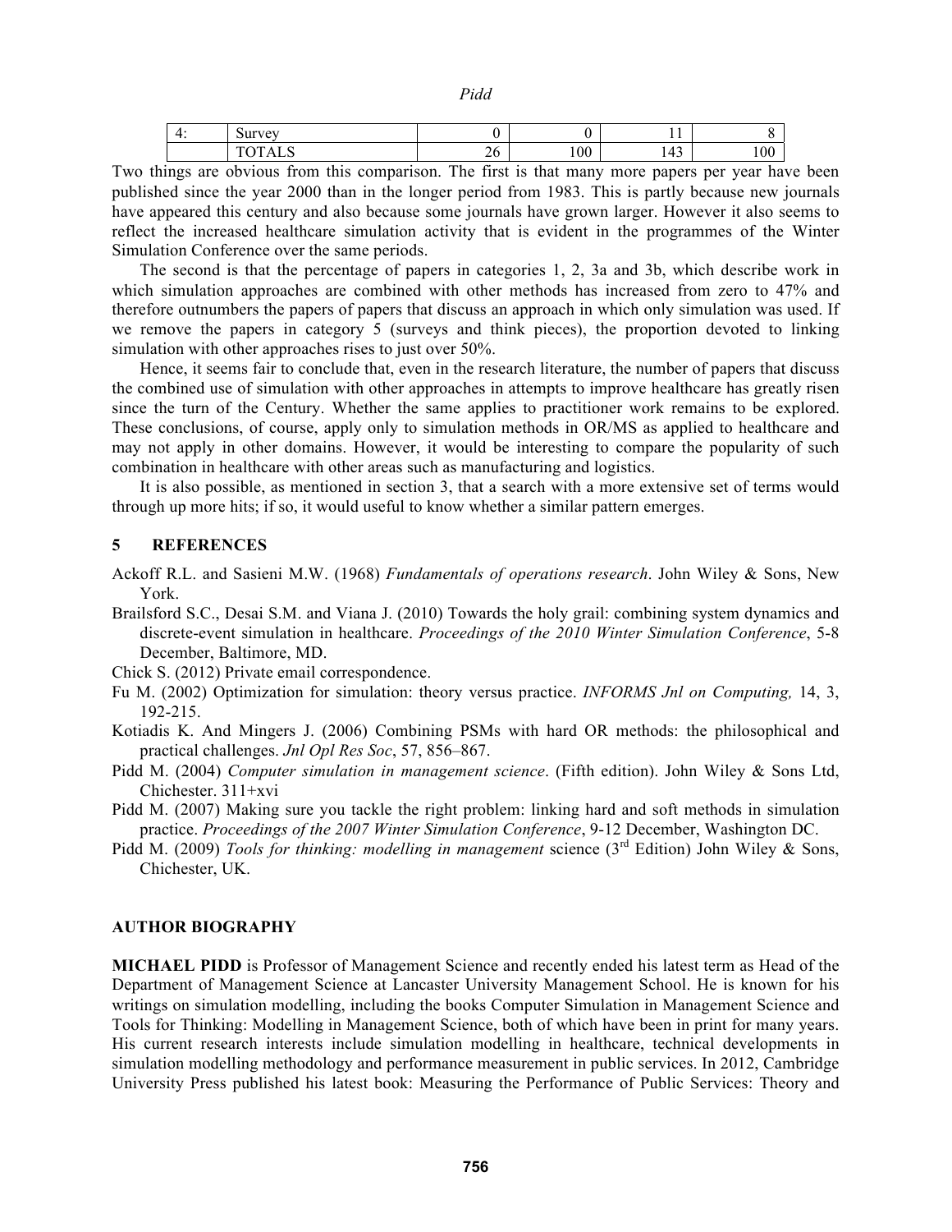| 4: | Survey | 0 | 0 | 11 | 8 |
|---|---|---|---|---|---|
| | TOTALS | 26 | 100 | 143 | 100 |

Two things are obvious from this comparison. The first is that many more papers per year have been published since the year 2000 than in the longer period from 1983. This is partly because new journals have appeared this century and also because some journals have grown larger. However it also seems to reflect the increased healthcare simulation activity that is evident in the programmes of the Winter Simulation Conference over the same periods.

The second is that the percentage of papers in categories 1, 2, 3a and 3b, which describe work in which simulation approaches are combined with other methods has increased from zero to 47% and therefore outnumbers the papers of papers that discuss an approach in which only simulation was used. If we remove the papers in category 5 (surveys and think pieces), the proportion devoted to linking simulation with other approaches rises to just over 50%.

Hence, it seems fair to conclude that, even in the research literature, the number of papers that discuss the combined use of simulation with other approaches in attempts to improve healthcare has greatly risen since the turn of the Century. Whether the same applies to practitioner work remains to be explored. These conclusions, of course, apply only to simulation methods in OR/MS as applied to healthcare and may not apply in other domains. However, it would be interesting to compare the popularity of such combination in healthcare with other areas such as manufacturing and logistics.

It is also possible, as mentioned in section 3, that a search with a more extensive set of terms would through up more hits; if so, it would useful to know whether a similar pattern emerges.

## 5 REFERENCES

Ackoff R.L. and Sasieni M.W. (1968) *Fundamentals of operations research*. John Wiley & Sons, New York.

Brailsford S.C., Desai S.M. and Viana J. (2010) Towards the holy grail: combining system dynamics and discrete-event simulation in healthcare. *Proceedings of the 2010 Winter Simulation Conference*, 5-8 December, Baltimore, MD.

Chick S. (2012) Private email correspondence.

Fu M. (2002) Optimization for simulation: theory versus practice. *INFORMS Jnl on Computing,* 14, 3, 192-215.

Kotiadis K. And Mingers J. (2006) Combining PSMs with hard OR methods: the philosophical and practical challenges. *Jnl Opl Res Soc*, 57, 856–867.

Pidd M. (2004) *Computer simulation in management science*. (Fifth edition). John Wiley & Sons Ltd, Chichester. 311+xvi

Pidd M. (2007) Making sure you tackle the right problem: linking hard and soft methods in simulation practice. *Proceedings of the 2007 Winter Simulation Conference*, 9-12 December, Washington DC.

Pidd M. (2009) *Tools for thinking: modelling in management* science (3rd Edition) John Wiley & Sons, Chichester, UK.

## AUTHOR BIOGRAPHY

**MICHAEL PIDD** is Professor of Management Science and recently ended his latest term as Head of the Department of Management Science at Lancaster University Management School. He is known for his writings on simulation modelling, including the books Computer Simulation in Management Science and Tools for Thinking: Modelling in Management Science, both of which have been in print for many years. His current research interests include simulation modelling in healthcare, technical developments in simulation modelling methodology and performance measurement in public services. In 2012, Cambridge University Press published his latest book: Measuring the Performance of Public Services: Theory and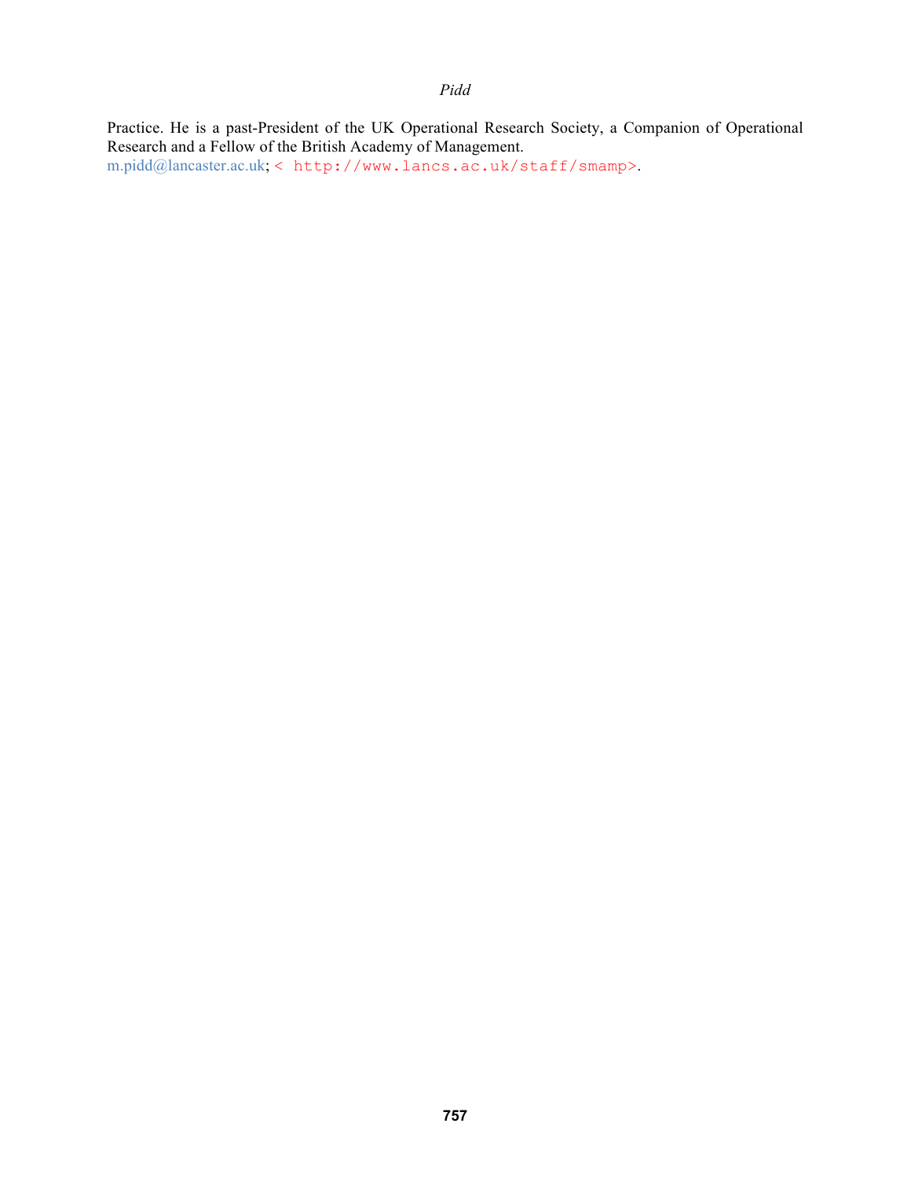Practice. He is a past-President of the UK Operational Research Society, a Companion of Operational Research and a Fellow of the British Academy of Management.
m.pidd@lancaster.ac.uk; < http://www.lancs.ac.uk/staff/smamp>.